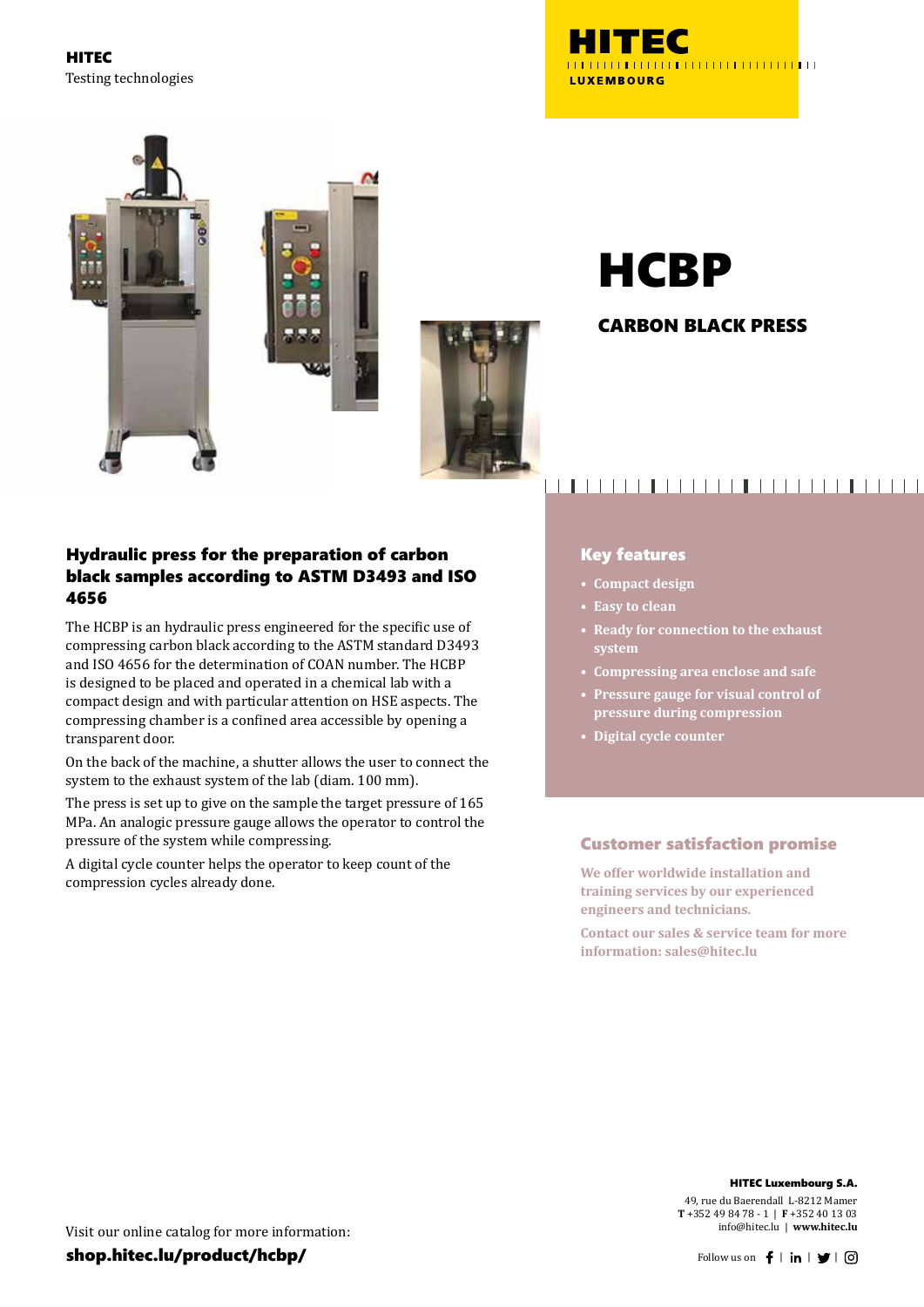**HITEC**
Testing technologies

HITEC
LUXEMBOURG

# HCBP

## CARBON BLACK PRESS

### Hydraulic press for the preparation of carbon black samples according to ASTM D3493 and ISO 4656

The HCBP is an hydraulic press engineered for the specific use of compressing carbon black according to the ASTM standard D3493 and ISO 4656 for the determination of COAN number. The HCBP is designed to be placed and operated in a chemical lab with a compact design and with particular attention on HSE aspects. The compressing chamber is a confined area accessible by opening a transparent door.

On the back of the machine, a shutter allows the user to connect the system to the exhaust system of the lab (diam. 100 mm).

The press is set up to give on the sample the target pressure of 165 MPa. An analogic pressure gauge allows the operator to control the pressure of the system while compressing.

A digital cycle counter helps the operator to keep count of the compression cycles already done.

### Key features

- Compact design
- Easy to clean
- Ready for connection to the exhaust system
- Compressing area enclose and safe
- Pressure gauge for visual control of pressure during compression
- Digital cycle counter

### Customer satisfaction promise

We offer worldwide installation and training services by our experienced engineers and technicians.

Contact our sales & service team for more information: sales@hitec.lu

Visit our online catalog for more information:
**shop.hitec.lu/product/hcbp/**

**HITEC Luxembourg S.A.**
49, rue du Baerendall L-8212 Mamer
**T** +352 49 84 78 - 1 | **F** +352 40 13 03
info@hitec.lu | **www.hitec.lu**

Follow us on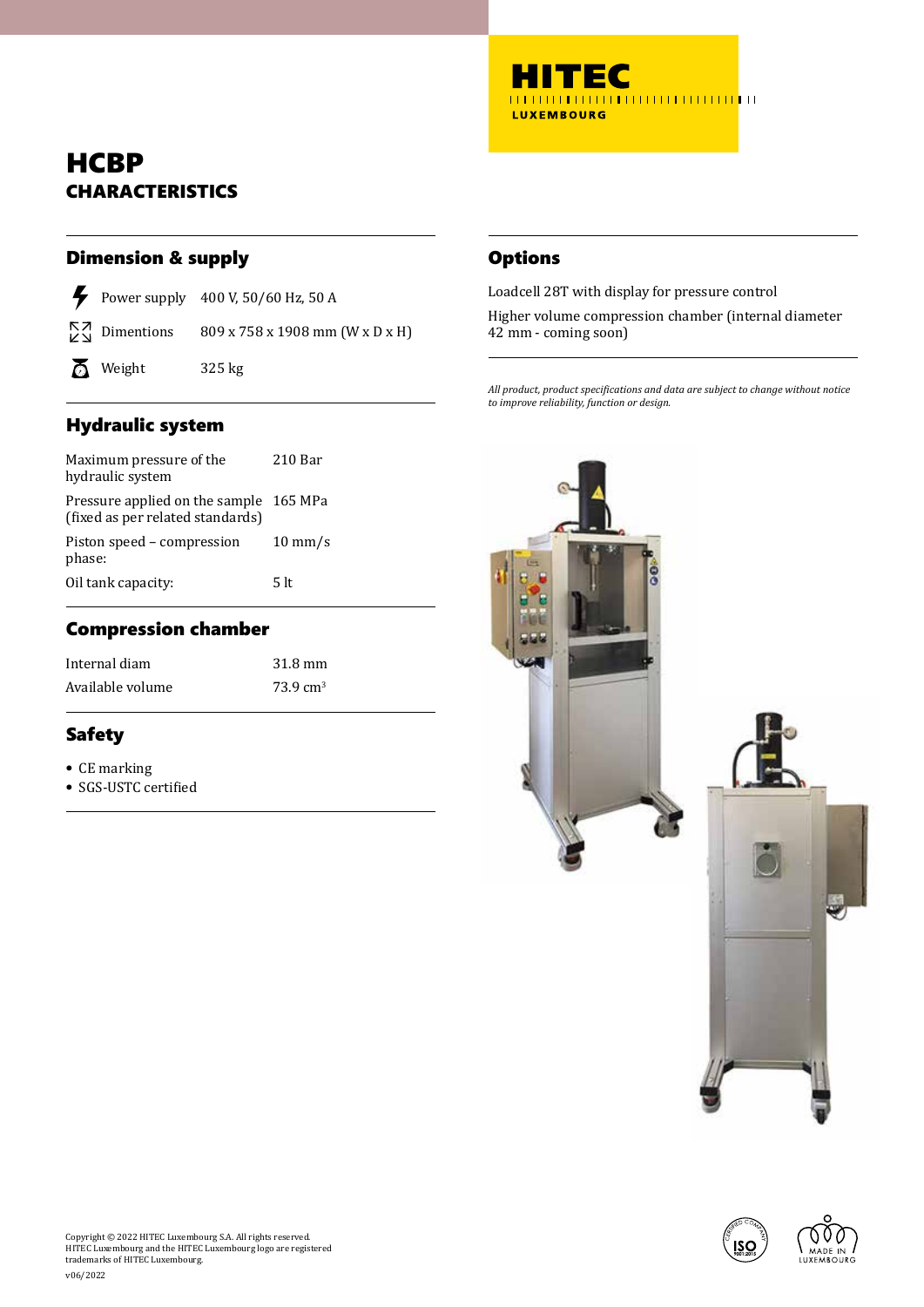# HCBP

## CHARACTERISTICS

### Dimension & supply

| | |
|---|---|
| Power supply | 400 V, 50/60 Hz, 50 A |
| Dimentions | 809 x 758 x 1908 mm (W x D x H) |
| Weight | 325 kg |

### Hydraulic system

| | |
|---|---|
| Maximum pressure of the hydraulic system | 210 Bar |
| Pressure applied on the sample (fixed as per related standards) | 165 MPa |
| Piston speed – compression phase: | 10 mm/s |
| Oil tank capacity: | 5 lt |

### Compression chamber

| | |
|---|---|
| Internal diam | 31.8 mm |
| Available volume | 73.9 cm$^3$ |

### Safety

- CE marking
- SGS-USTC certified

### Options

Loadcell 28T with display for pressure control

Higher volume compression chamber (internal diameter 42 mm - coming soon)

*All product, product specifications and data are subject to change without notice to improve reliability, function or design.*

Copyright © 2022 HITEC Luxembourg S.A. All rights reserved.
HITEC Luxembourg and the HITEC Luxembourg logo are registered trademarks of HITEC Luxembourg.

v06/2022